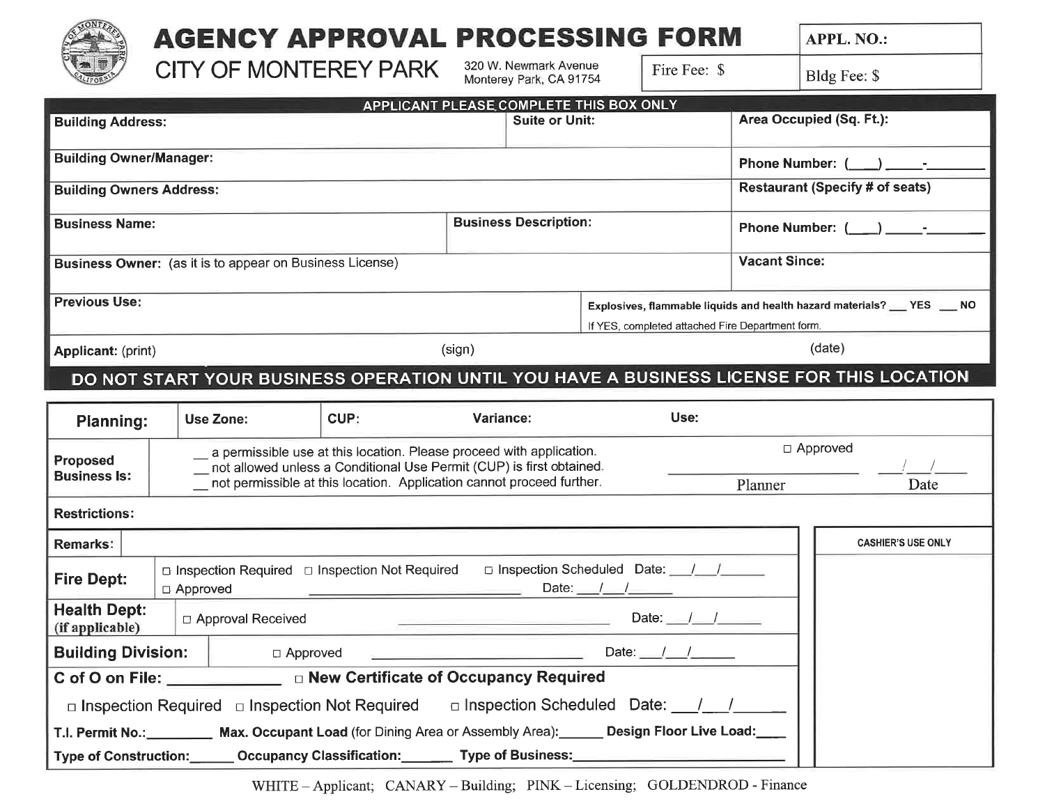# AGENCY APPROVAL PROCESSING FORM

## CITY OF MONTEREY PARK

320 W. Newmark Avenue
Monterey Park, CA 91754

| Fire Fee: $ | APPL. NO.: |
|---|---|
| | Bldg Fee: $ |

**APPLICANT PLEASE COMPLETE THIS BOX ONLY**

| | | |
|---|---|---|
| **Building Address:** | **Suite or Unit:** | **Area Occupied (Sq. Ft.):** |
| **Building Owner/Manager:** | | **Phone Number:** (___) _____-________ |
| **Building Owners Address:** | | **Restaurant (Specify # of seats)** |
| **Business Name:** | **Business Description:** | **Phone Number:** (___) _____-________ |
| **Business Owner:** (as it is to appear on Business License) | | **Vacant Since:** |
| **Previous Use:** | **Explosives, flammable liquids and health hazard materials?** ___ **YES** ___ **NO** <br> If YES, completed attached Fire Department form. | |
| **Applicant:** (print) | (sign) | (date) |

**DO NOT START YOUR BUSINESS OPERATION UNTIL YOU HAVE A BUSINESS LICENSE FOR THIS LOCATION**

| **Planning:** | **Use Zone:** | **CUP:** | **Variance:** | **Use:** |
|---|---|---|---|---|

**Proposed Business Is:**

- __ a permissible use at this location. Please proceed with application.
- __ not allowed unless a Conditional Use Permit (CUP) is first obtained.
- __ not permissible at this location. Application cannot proceed further.

□ Approved

______________________ Planner &nbsp;&nbsp; ___/___/____ Date

**Restrictions:**

**Remarks:**

**Fire Dept:** □ Inspection Required □ Inspection Not Required □ Inspection Scheduled Date: ___/___/______
□ Approved ______________________ Date: ___/___/______

**Health Dept: (if applicable)** □ Approval Received ______________________ Date: ___/___/______

**Building Division:** □ Approved ______________________ Date: ___/___/______

**C of O on File:** ____________ □ **New Certificate of Occupancy Required**

□ Inspection Required □ Inspection Not Required □ Inspection Scheduled Date: ___/___/______

**T.I. Permit No.:**_________ **Max. Occupant Load** (for Dining Area or Assembly Area):______ **Design Floor Live Load:**____

**Type of Construction:**______ **Occupancy Classification:**______ **Type of Business:**______________________

**CASHIER'S USE ONLY**

WHITE – Applicant; CANARY – Building; PINK – Licensing; GOLDENDROD - Finance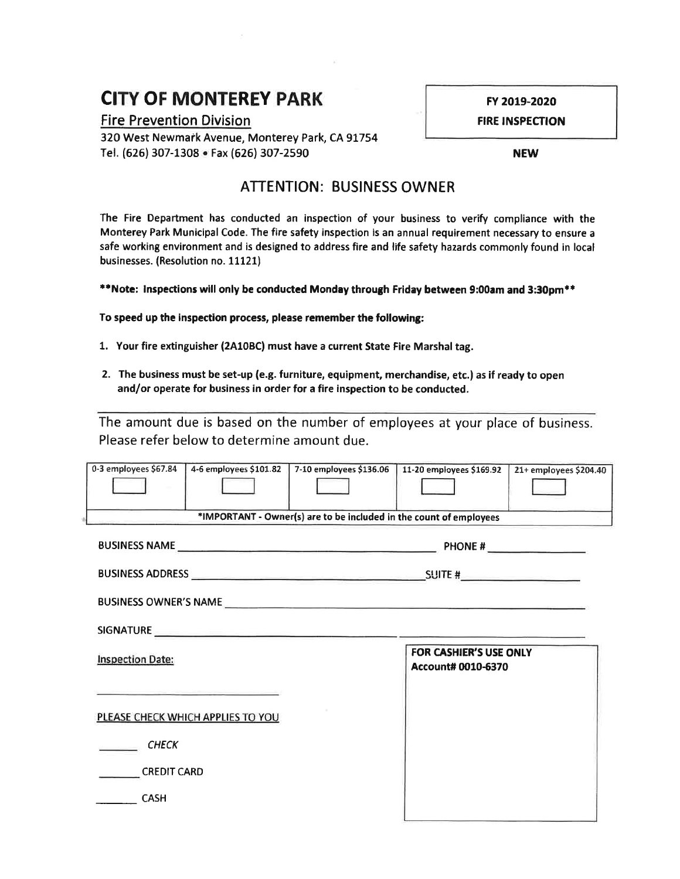# CITY OF MONTEREY PARK

Fire Prevention Division

320 West Newmark Avenue, Monterey Park, CA 91754

Tel. (626) 307-1308 • Fax (626) 307-2590

**FY 2019-2020**

**FIRE INSPECTION**

**NEW**

## ATTENTION: BUSINESS OWNER

The Fire Department has conducted an inspection of your business to verify compliance with the Monterey Park Municipal Code. The fire safety inspection is an annual requirement necessary to ensure a safe working environment and is designed to address fire and life safety hazards commonly found in local businesses. (Resolution no. 11121)

****Note: Inspections will only be conducted Monday through Friday between 9:00am and 3:30pm****

**To speed up the inspection process, please remember the following:**

1. **Your fire extinguisher (2A10BC) must have a current State Fire Marshal tag.**
2. **The business must be set-up (e.g. furniture, equipment, merchandise, etc.) as if ready to open and/or operate for business in order for a fire inspection to be conducted.**

The amount due is based on the number of employees at your place of business. Please refer below to determine amount due.

| 0-3 employees $67.84 | 4-6 employees $101.82 | 7-10 employees $136.06 | 11-20 employees $169.92 | 21+ employees $204.40 |
|---|---|---|---|---|
| ☐ | ☐ | ☐ | ☐ | ☐ |
| *IMPORTANT - Owner(s) are to be included in the count of employees | | | | |

BUSINESS NAME ______________________________ PHONE # ______________

BUSINESS ADDRESS ______________________________ SUITE # ______________

BUSINESS OWNER'S NAME ______________________________

SIGNATURE ______________________________ ______________________________

Inspection Date:

______________________________

PLEASE CHECK WHICH APPLIES TO YOU

_______ *CHECK*

_______ CREDIT CARD

_______ CASH

**FOR CASHIER'S USE ONLY**
**Account# 0010-6370**